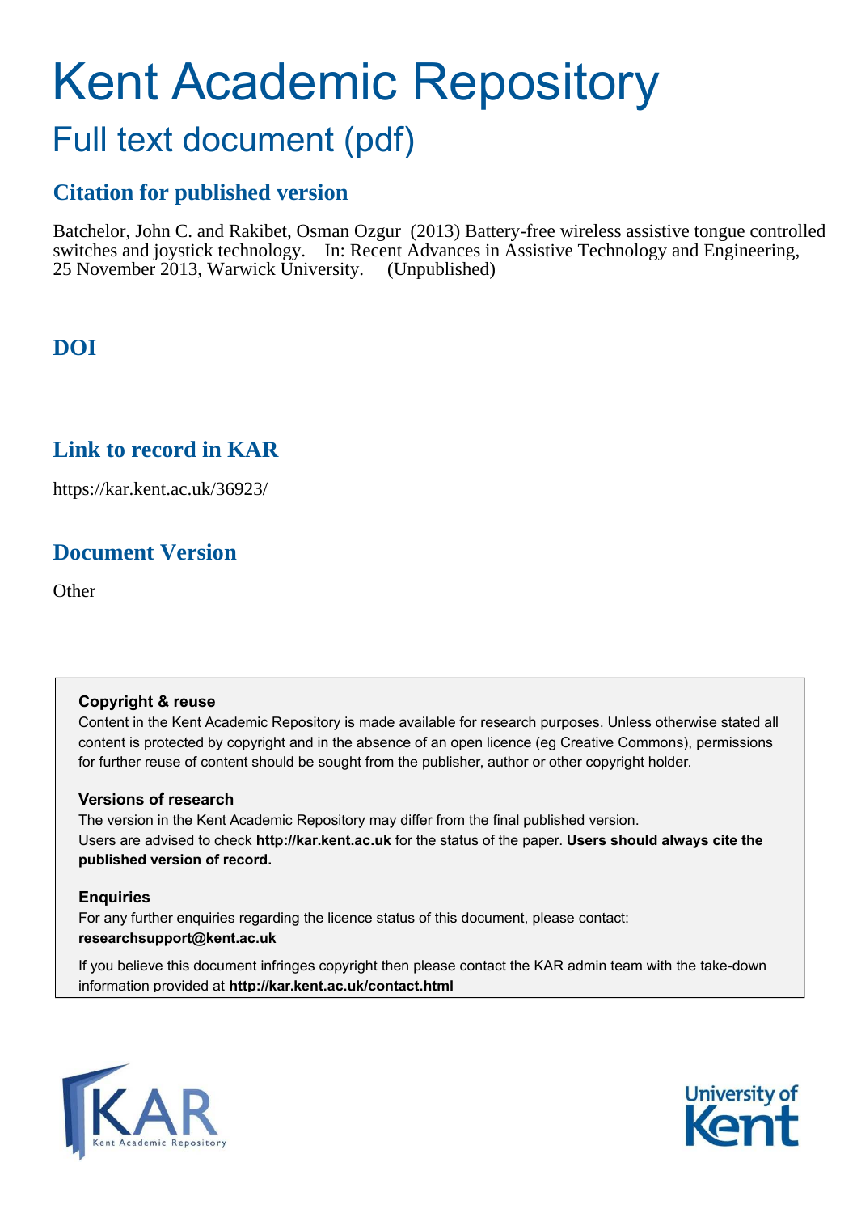# Kent Academic Repository

## Full text document (pdf)

### Citation for published version

Batchelor, John C. and Rakibet, Osman Ozgur (2013) Battery-free wireless assistive tongue controlled switches and joystick technology. In: Recent Advances in Assistive Technology and Engineering, 25 November 2013, Warwick University. (Unpublished)

### DOI

### Link to record in KAR

https://kar.kent.ac.uk/36923/

### Document Version

Other

**Copyright & reuse**

Content in the Kent Academic Repository is made available for research purposes. Unless otherwise stated all content is protected by copyright and in the absence of an open licence (eg Creative Commons), permissions for further reuse of content should be sought from the publisher, author or other copyright holder.

**Versions of research**

The version in the Kent Academic Repository may differ from the final published version. Users are advised to check **http://kar.kent.ac.uk** for the status of the paper. **Users should always cite the published version of record.**

**Enquiries**

For any further enquiries regarding the licence status of this document, please contact: **researchsupport@kent.ac.uk**

If you believe this document infringes copyright then please contact the KAR admin team with the take-down information provided at **http://kar.kent.ac.uk/contact.html**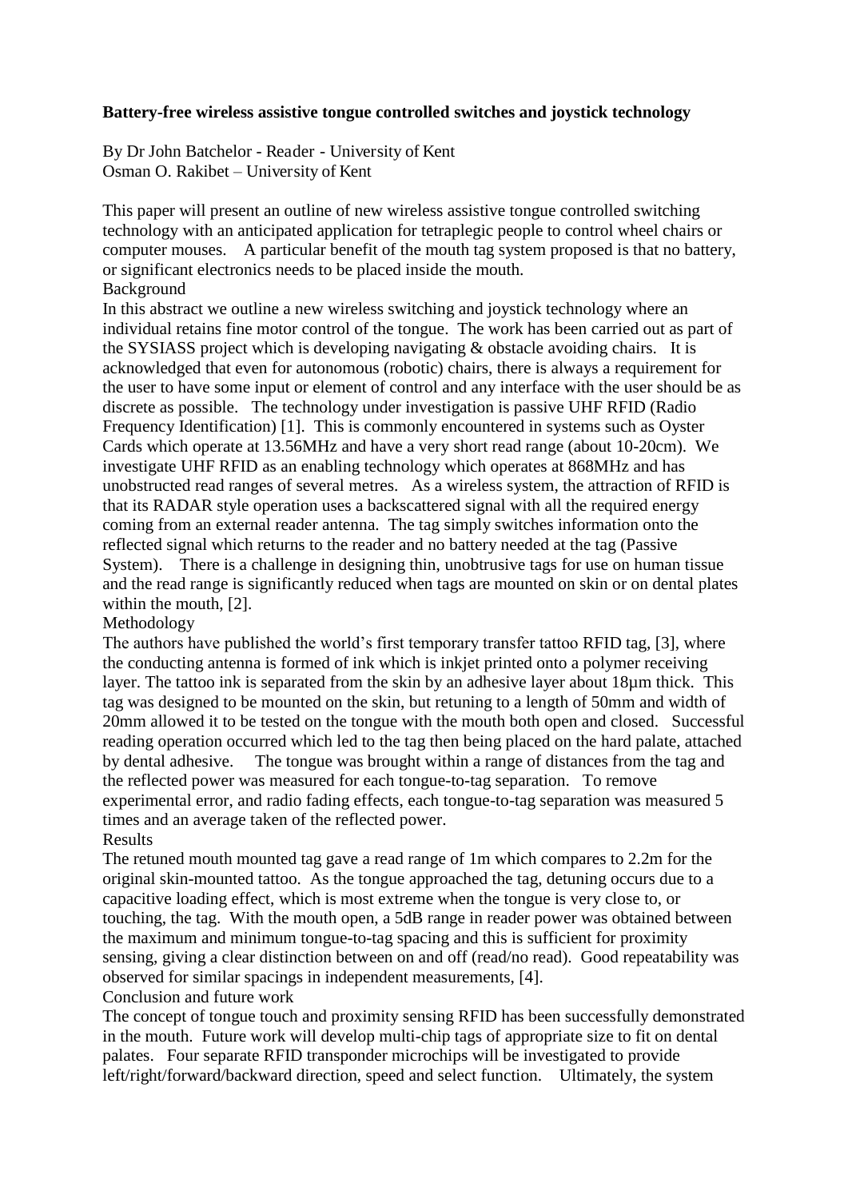**Battery-free wireless assistive tongue controlled switches and joystick technology**

By Dr John Batchelor - Reader - University of Kent
Osman O. Rakibet – University of Kent

This paper will present an outline of new wireless assistive tongue controlled switching technology with an anticipated application for tetraplegic people to control wheel chairs or computer mouses. A particular benefit of the mouth tag system proposed is that no battery, or significant electronics needs to be placed inside the mouth.

Background

In this abstract we outline a new wireless switching and joystick technology where an individual retains fine motor control of the tongue. The work has been carried out as part of the SYSIASS project which is developing navigating & obstacle avoiding chairs. It is acknowledged that even for autonomous (robotic) chairs, there is always a requirement for the user to have some input or element of control and any interface with the user should be as discrete as possible. The technology under investigation is passive UHF RFID (Radio Frequency Identification) [1]. This is commonly encountered in systems such as Oyster Cards which operate at 13.56MHz and have a very short read range (about 10-20cm). We investigate UHF RFID as an enabling technology which operates at 868MHz and has unobstructed read ranges of several metres. As a wireless system, the attraction of RFID is that its RADAR style operation uses a backscattered signal with all the required energy coming from an external reader antenna. The tag simply switches information onto the reflected signal which returns to the reader and no battery needed at the tag (Passive System). There is a challenge in designing thin, unobtrusive tags for use on human tissue and the read range is significantly reduced when tags are mounted on skin or on dental plates within the mouth, [2].

Methodology

The authors have published the world's first temporary transfer tattoo RFID tag, [3], where the conducting antenna is formed of ink which is inkjet printed onto a polymer receiving layer. The tattoo ink is separated from the skin by an adhesive layer about 18μm thick. This tag was designed to be mounted on the skin, but retuning to a length of 50mm and width of 20mm allowed it to be tested on the tongue with the mouth both open and closed. Successful reading operation occurred which led to the tag then being placed on the hard palate, attached by dental adhesive. The tongue was brought within a range of distances from the tag and the reflected power was measured for each tongue-to-tag separation. To remove experimental error, and radio fading effects, each tongue-to-tag separation was measured 5 times and an average taken of the reflected power.

Results

The retuned mouth mounted tag gave a read range of 1m which compares to 2.2m for the original skin-mounted tattoo. As the tongue approached the tag, detuning occurs due to a capacitive loading effect, which is most extreme when the tongue is very close to, or touching, the tag. With the mouth open, a 5dB range in reader power was obtained between the maximum and minimum tongue-to-tag spacing and this is sufficient for proximity sensing, giving a clear distinction between on and off (read/no read). Good repeatability was observed for similar spacings in independent measurements, [4].

Conclusion and future work

The concept of tongue touch and proximity sensing RFID has been successfully demonstrated in the mouth. Future work will develop multi-chip tags of appropriate size to fit on dental palates. Four separate RFID transponder microchips will be investigated to provide left/right/forward/backward direction, speed and select function. Ultimately, the system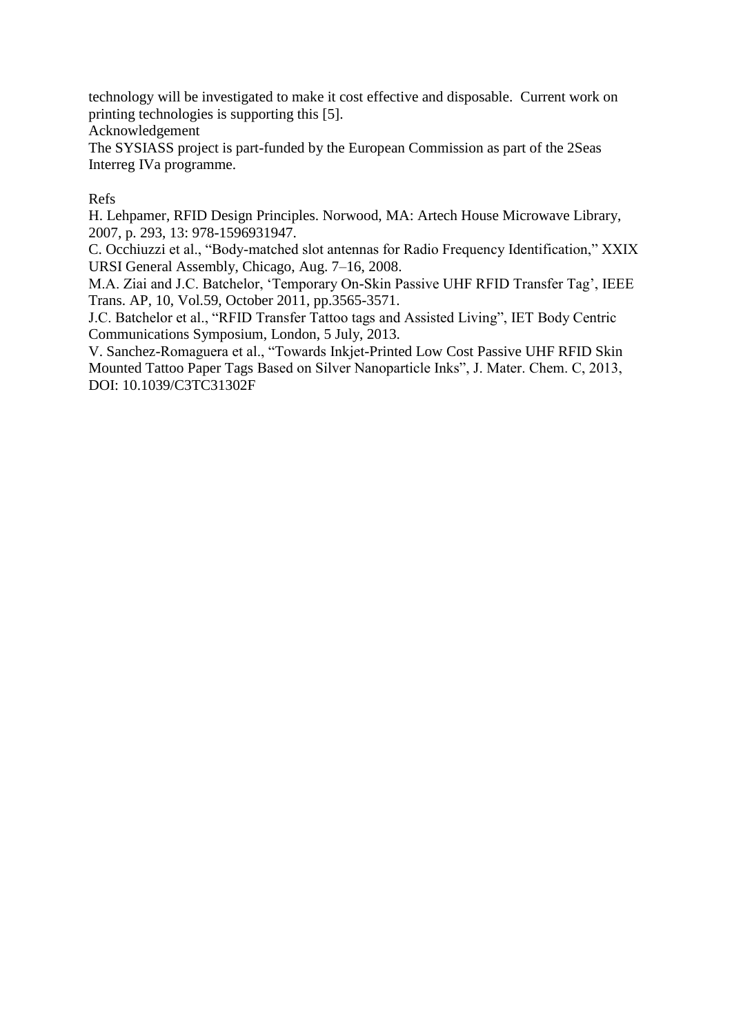technology will be investigated to make it cost effective and disposable. Current work on printing technologies is supporting this [5].

## Acknowledgement

The SYSIASS project is part-funded by the European Commission as part of the 2Seas Interreg IVa programme.

## Refs

H. Lehpamer, RFID Design Principles. Norwood, MA: Artech House Microwave Library, 2007, p. 293, 13: 978-1596931947.

C. Occhiuzzi et al., “Body-matched slot antennas for Radio Frequency Identification,” XXIX URSI General Assembly, Chicago, Aug. 7–16, 2008.

M.A. Ziai and J.C. Batchelor, ‘Temporary On-Skin Passive UHF RFID Transfer Tag’, IEEE Trans. AP, 10, Vol.59, October 2011, pp.3565-3571.

J.C. Batchelor et al., “RFID Transfer Tattoo tags and Assisted Living”, IET Body Centric Communications Symposium, London, 5 July, 2013.

V. Sanchez-Romaguera et al., “Towards Inkjet-Printed Low Cost Passive UHF RFID Skin Mounted Tattoo Paper Tags Based on Silver Nanoparticle Inks”, J. Mater. Chem. C, 2013, DOI: 10.1039/C3TC31302F